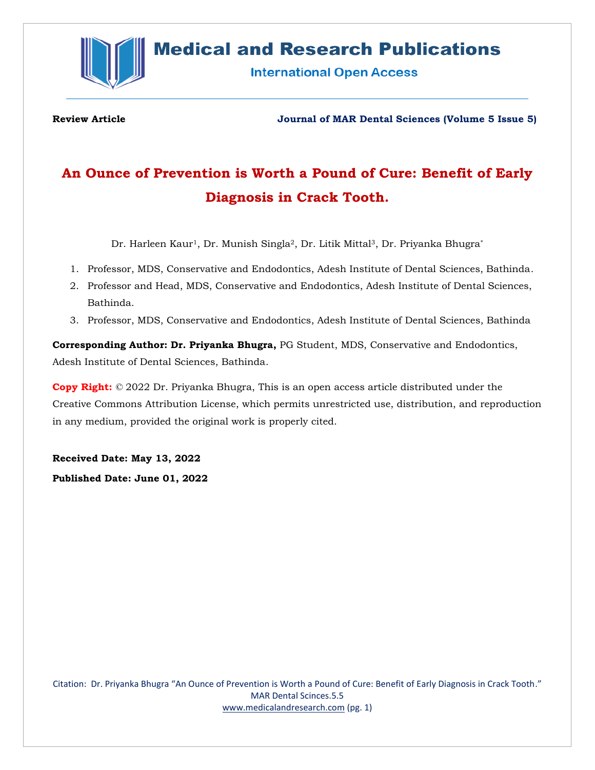**Review Article** **Journal of MAR Dental Sciences (Volume 5 Issue 5)**

# An Ounce of Prevention is Worth a Pound of Cure: Benefit of Early Diagnosis in Crack Tooth.

Dr. Harleen Kaur[1], Dr. Munish Singla[2], Dr. Litik Mittal[3], Dr. Priyanka Bhugra[*]

1. Professor, MDS, Conservative and Endodontics, Adesh Institute of Dental Sciences, Bathinda.
2. Professor and Head, MDS, Conservative and Endodontics, Adesh Institute of Dental Sciences, Bathinda.
3. Professor, MDS, Conservative and Endodontics, Adesh Institute of Dental Sciences, Bathinda

**Corresponding Author: Dr. Priyanka Bhugra,** PG Student, MDS, Conservative and Endodontics, Adesh Institute of Dental Sciences, Bathinda.

**Copy Right:** © 2022 Dr. Priyanka Bhugra, This is an open access article distributed under the Creative Commons Attribution License, which permits unrestricted use, distribution, and reproduction in any medium, provided the original work is properly cited.

**Received Date: May 13, 2022**

**Published Date: June 01, 2022**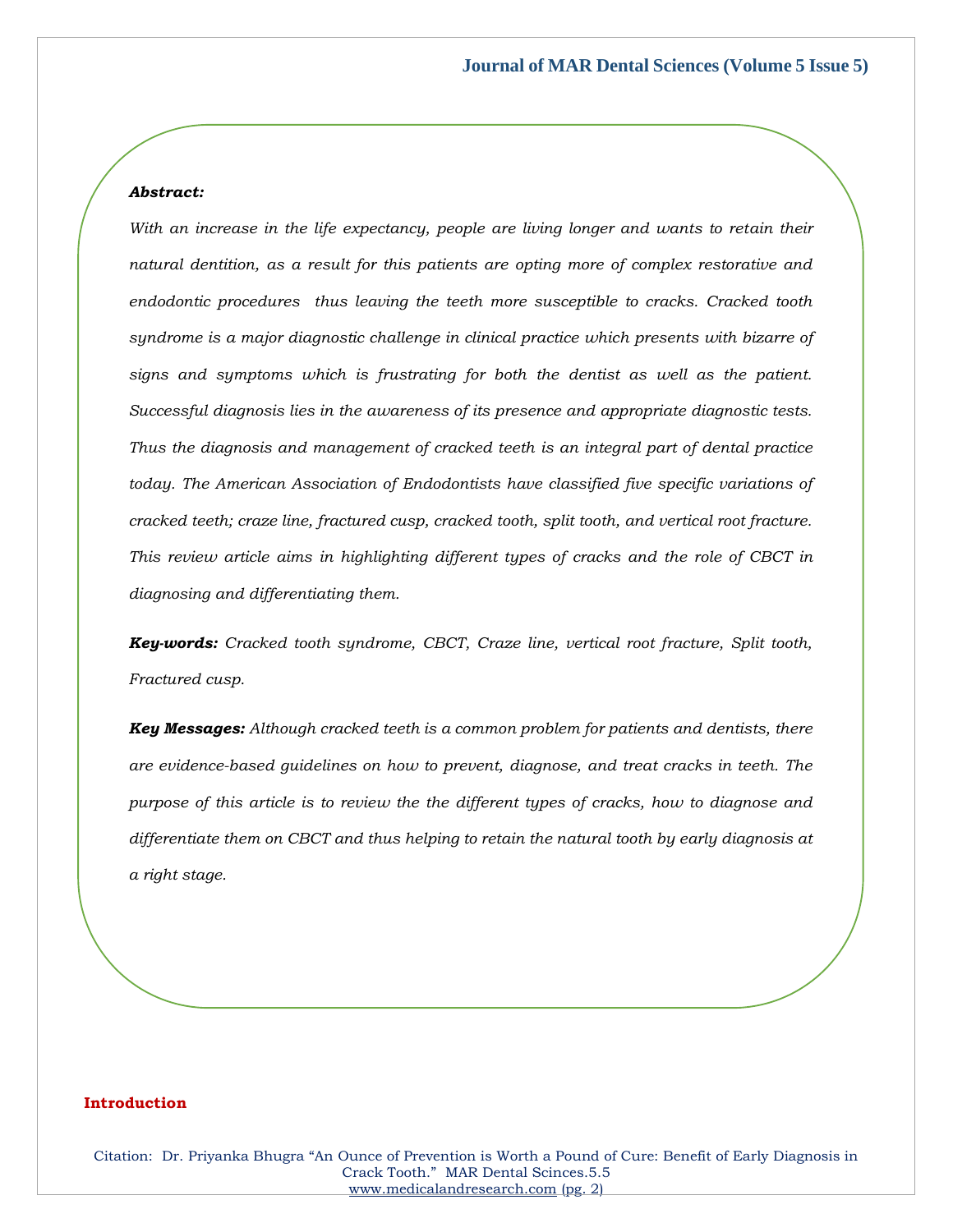***Abstract:***

*With an increase in the life expectancy, people are living longer and wants to retain their natural dentition, as a result for this patients are opting more of complex restorative and endodontic procedures thus leaving the teeth more susceptible to cracks. Cracked tooth syndrome is a major diagnostic challenge in clinical practice which presents with bizarre of signs and symptoms which is frustrating for both the dentist as well as the patient. Successful diagnosis lies in the awareness of its presence and appropriate diagnostic tests. Thus the diagnosis and management of cracked teeth is an integral part of dental practice today. The American Association of Endodontists have classified five specific variations of cracked teeth; craze line, fractured cusp, cracked tooth, split tooth, and vertical root fracture. This review article aims in highlighting different types of cracks and the role of CBCT in diagnosing and differentiating them.*

***Key-words:*** *Cracked tooth syndrome, CBCT, Craze line, vertical root fracture, Split tooth, Fractured cusp.*

***Key Messages:*** *Although cracked teeth is a common problem for patients and dentists, there are evidence-based guidelines on how to prevent, diagnose, and treat cracks in teeth. The purpose of this article is to review the the different types of cracks, how to diagnose and differentiate them on CBCT and thus helping to retain the natural tooth by early diagnosis at a right stage.*

## Introduction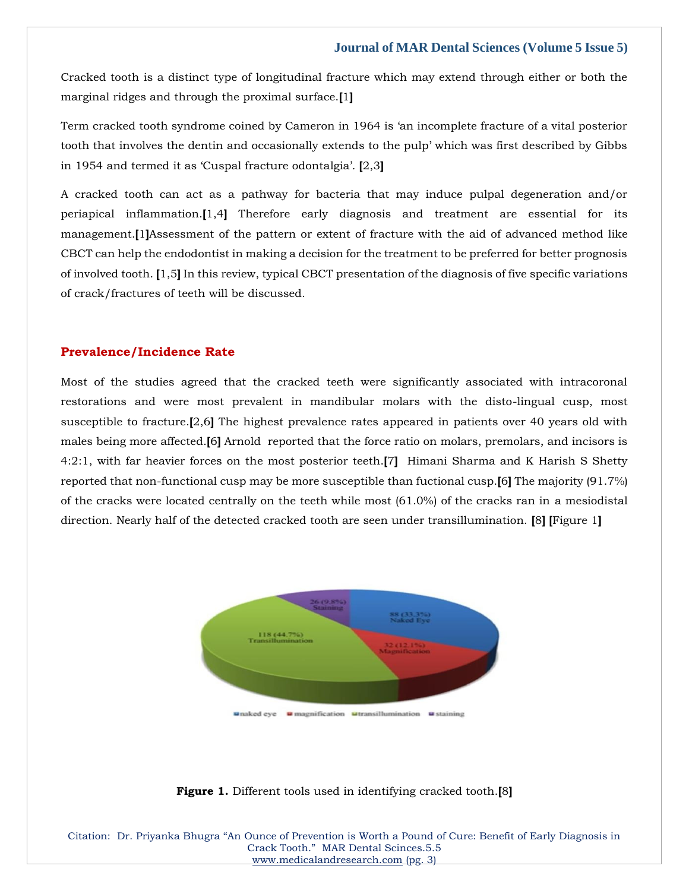Cracked tooth is a distinct type of longitudinal fracture which may extend through either or both the marginal ridges and through the proximal surface.[1]

Term cracked tooth syndrome coined by Cameron in 1964 is 'an incomplete fracture of a vital posterior tooth that involves the dentin and occasionally extends to the pulp' which was first described by Gibbs in 1954 and termed it as 'Cuspal fracture odontalgia'. [2,3]

A cracked tooth can act as a pathway for bacteria that may induce pulpal degeneration and/or periapical inflammation.[1,4] Therefore early diagnosis and treatment are essential for its management.[1]Assessment of the pattern or extent of fracture with the aid of advanced method like CBCT can help the endodontist in making a decision for the treatment to be preferred for better prognosis of involved tooth. [1,5] In this review, typical CBCT presentation of the diagnosis of five specific variations of crack/fractures of teeth will be discussed.

## Prevalence/Incidence Rate

Most of the studies agreed that the cracked teeth were significantly associated with intracoronal restorations and were most prevalent in mandibular molars with the disto-lingual cusp, most susceptible to fracture.[2,6] The highest prevalence rates appeared in patients over 40 years old with males being more affected.[6] Arnold reported that the force ratio on molars, premolars, and incisors is 4:2:1, with far heavier forces on the most posterior teeth.[7] Himani Sharma and K Harish S Shetty reported that non-functional cusp may be more susceptible than fuctional cusp.[6] The majority (91.7%) of the cracks were located centrally on the teeth while most (61.0%) of the cracks ran in a mesiodistal direction. Nearly half of the detected cracked tooth are seen under transillumination. [8] [Figure 1]

26 (9.8%) Staining

88 (33.3%) Naked Eye

118 (44.7%) Transillumination

32 (12.1%) Magnification

naked eye, magnification, transillumination, staining

**Figure 1.** Different tools used in identifying cracked tooth.[8]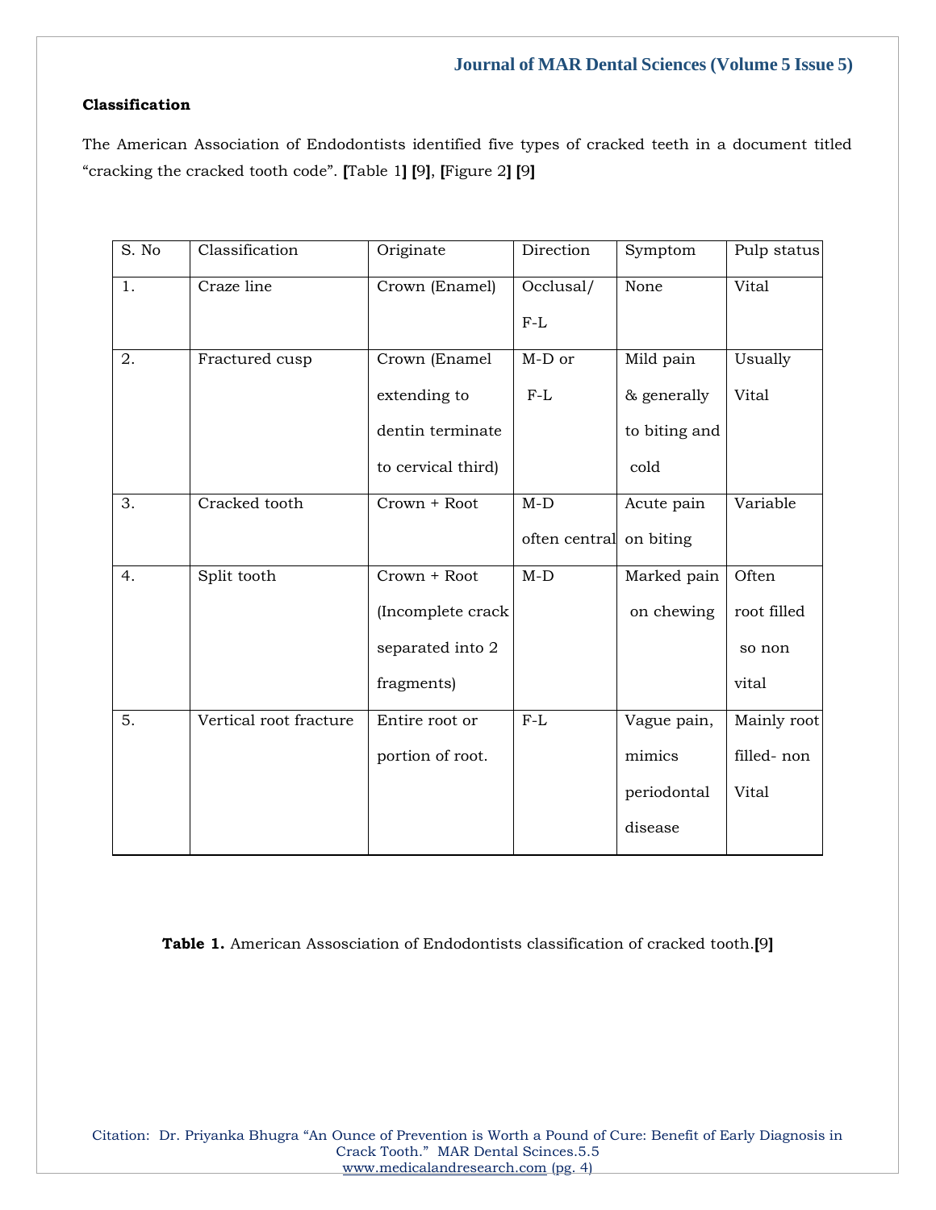**Classification**

The American Association of Endodontists identified five types of cracked teeth in a document titled "cracking the cracked tooth code". [Table 1] [9], [Figure 2] [9]

| S. No | Classification | Originate | Direction | Symptom | Pulp status |
|---|---|---|---|---|---|
| 1. | Craze line | Crown (Enamel) | Occlusal/ F-L | None | Vital |
| 2. | Fractured cusp | Crown (Enamel extending to dentin terminate to cervical third) | M-D or F-L | Mild pain & generally to biting and cold | Usually Vital |
| 3. | Cracked tooth | Crown + Root | M-D often central | Acute pain on biting | Variable |
| 4. | Split tooth | Crown + Root (Incomplete crack separated into 2 fragments) | M-D | Marked pain on chewing | Often root filled so non vital |
| 5. | Vertical root fracture | Entire root or portion of root. | F-L | Vague pain, mimics periodontal disease | Mainly root filled- non Vital |

**Table 1.** American Assosciation of Endodontists classification of cracked tooth.[9]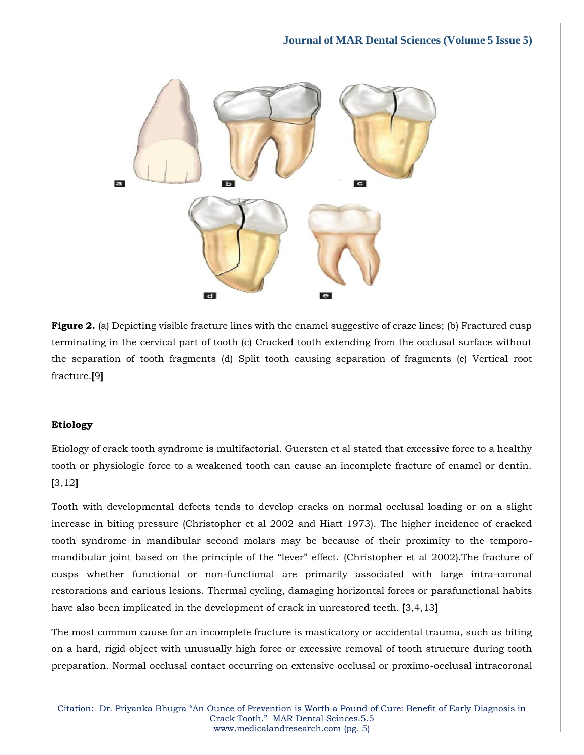**Figure 2.** (a) Depicting visible fracture lines with the enamel suggestive of craze lines; (b) Fractured cusp terminating in the cervical part of tooth (c) Cracked tooth extending from the occlusal surface without the separation of tooth fragments (d) Split tooth causing separation of fragments (e) Vertical root fracture.[9]

## Etiology

Etiology of crack tooth syndrome is multifactorial. Guersten et al stated that excessive force to a healthy tooth or physiologic force to a weakened tooth can cause an incomplete fracture of enamel or dentin. [3,12]

Tooth with developmental defects tends to develop cracks on normal occlusal loading or on a slight increase in biting pressure (Christopher et al 2002 and Hiatt 1973). The higher incidence of cracked tooth syndrome in mandibular second molars may be because of their proximity to the temporo-mandibular joint based on the principle of the "lever" effect. (Christopher et al 2002).The fracture of cusps whether functional or non-functional are primarily associated with large intra-coronal restorations and carious lesions. Thermal cycling, damaging horizontal forces or parafunctional habits have also been implicated in the development of crack in unrestored teeth. [3,4,13]

The most common cause for an incomplete fracture is masticatory or accidental trauma, such as biting on a hard, rigid object with unusually high force or excessive removal of tooth structure during tooth preparation. Normal occlusal contact occurring on extensive occlusal or proximo-occlusal intracoronal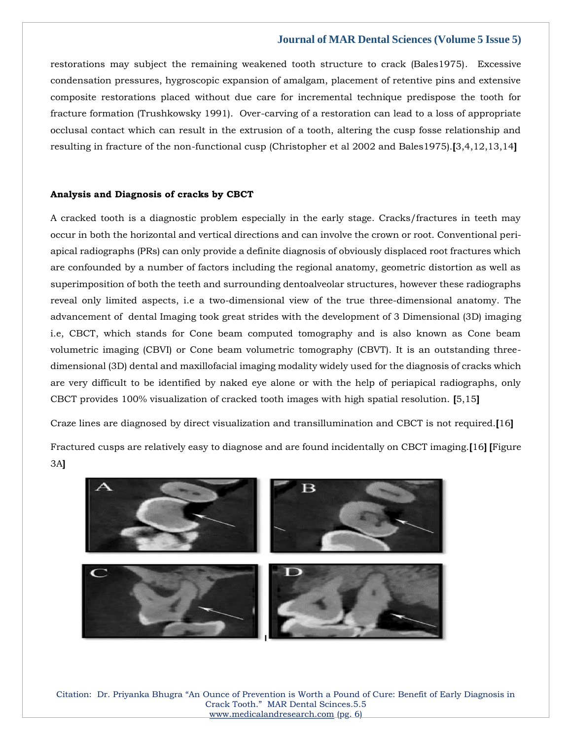restorations may subject the remaining weakened tooth structure to crack (Bales1975). Excessive condensation pressures, hygroscopic expansion of amalgam, placement of retentive pins and extensive composite restorations placed without due care for incremental technique predispose the tooth for fracture formation (Trushkowsky 1991). Over-carving of a restoration can lead to a loss of appropriate occlusal contact which can result in the extrusion of a tooth, altering the cusp fosse relationship and resulting in fracture of the non-functional cusp (Christopher et al 2002 and Bales1975).**[**3,4,12,13,14**]**

**Analysis and Diagnosis of cracks by CBCT**

A cracked tooth is a diagnostic problem especially in the early stage. Cracks/fractures in teeth may occur in both the horizontal and vertical directions and can involve the crown or root. Conventional peri-apical radiographs (PRs) can only provide a definite diagnosis of obviously displaced root fractures which are confounded by a number of factors including the regional anatomy, geometric distortion as well as superimposition of both the teeth and surrounding dentoalveolar structures, however these radiographs reveal only limited aspects, i.e a two-dimensional view of the true three-dimensional anatomy. The advancement of dental Imaging took great strides with the development of 3 Dimensional (3D) imaging i.e, CBCT, which stands for Cone beam computed tomography and is also known as Cone beam volumetric imaging (CBVI) or Cone beam volumetric tomography (CBVT). It is an outstanding three-dimensional (3D) dental and maxillofacial imaging modality widely used for the diagnosis of cracks which are very difficult to be identified by naked eye alone or with the help of periapical radiographs, only CBCT provides 100% visualization of cracked tooth images with high spatial resolution. **[**5,15**]**

Craze lines are diagnosed by direct visualization and transillumination and CBCT is not required.**[**16**]**

Fractured cusps are relatively easy to diagnose and are found incidentally on CBCT imaging.**[**16**]** **[**Figure 3A**]**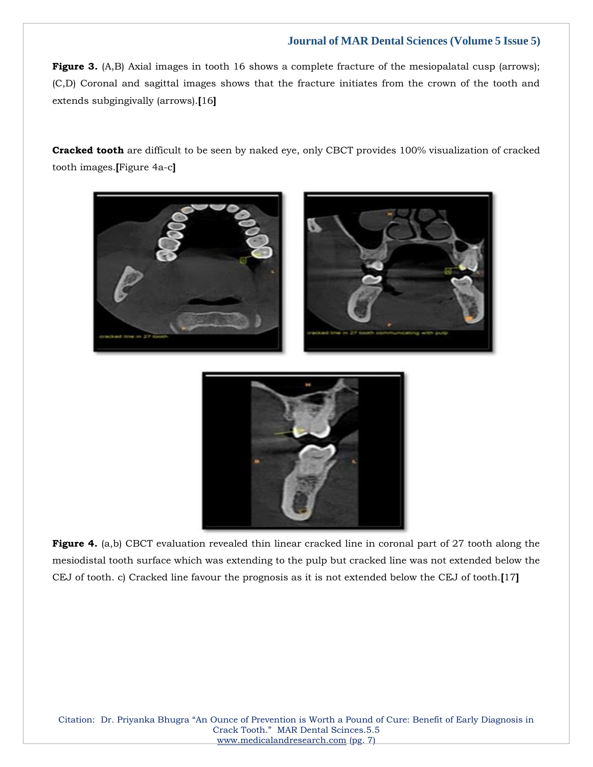**Figure 3.** (A,B) Axial images in tooth 16 shows a complete fracture of the mesiopalatal cusp (arrows); (C,D) Coronal and sagittal images shows that the fracture initiates from the crown of the tooth and extends subgingivally (arrows).**[**16**]**

**Cracked tooth** are difficult to be seen by naked eye, only CBCT provides 100% visualization of cracked tooth images.**[**Figure 4a-c**]**

**Figure 4.** (a,b) CBCT evaluation revealed thin linear cracked line in coronal part of 27 tooth along the mesiodistal tooth surface which was extending to the pulp but cracked line was not extended below the CEJ of tooth. c) Cracked line favour the prognosis as it is not extended below the CEJ of tooth.**[**17**]**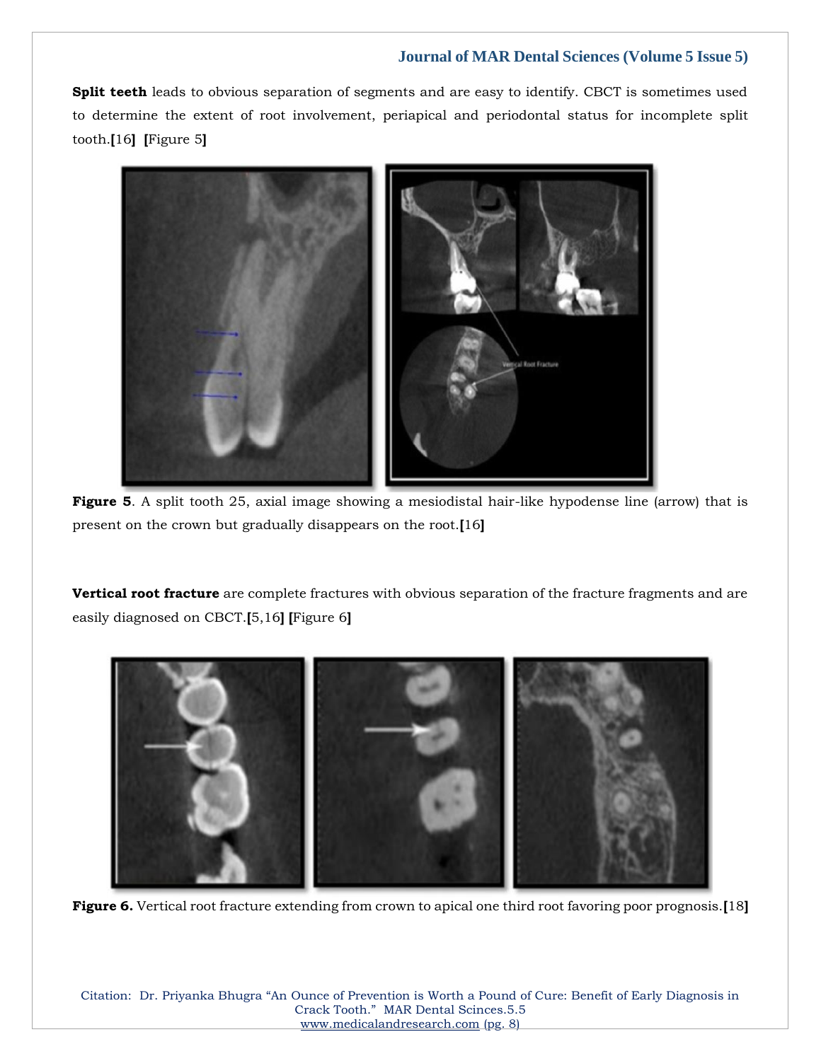**Split teeth** leads to obvious separation of segments and are easy to identify. CBCT is sometimes used to determine the extent of root involvement, periapical and periodontal status for incomplete split tooth.[16] [Figure 5]

**Figure 5**. A split tooth 25, axial image showing a mesiodistal hair-like hypodense line (arrow) that is present on the crown but gradually disappears on the root.[16]

**Vertical root fracture** are complete fractures with obvious separation of the fracture fragments and are easily diagnosed on CBCT.[5,16] [Figure 6]

**Figure 6.** Vertical root fracture extending from crown to apical one third root favoring poor prognosis.[18]

Citation: Dr. Priyanka Bhugra "An Ounce of Prevention is Worth a Pound of Cure: Benefit of Early Diagnosis in Crack Tooth." MAR Dental Scinces.5.5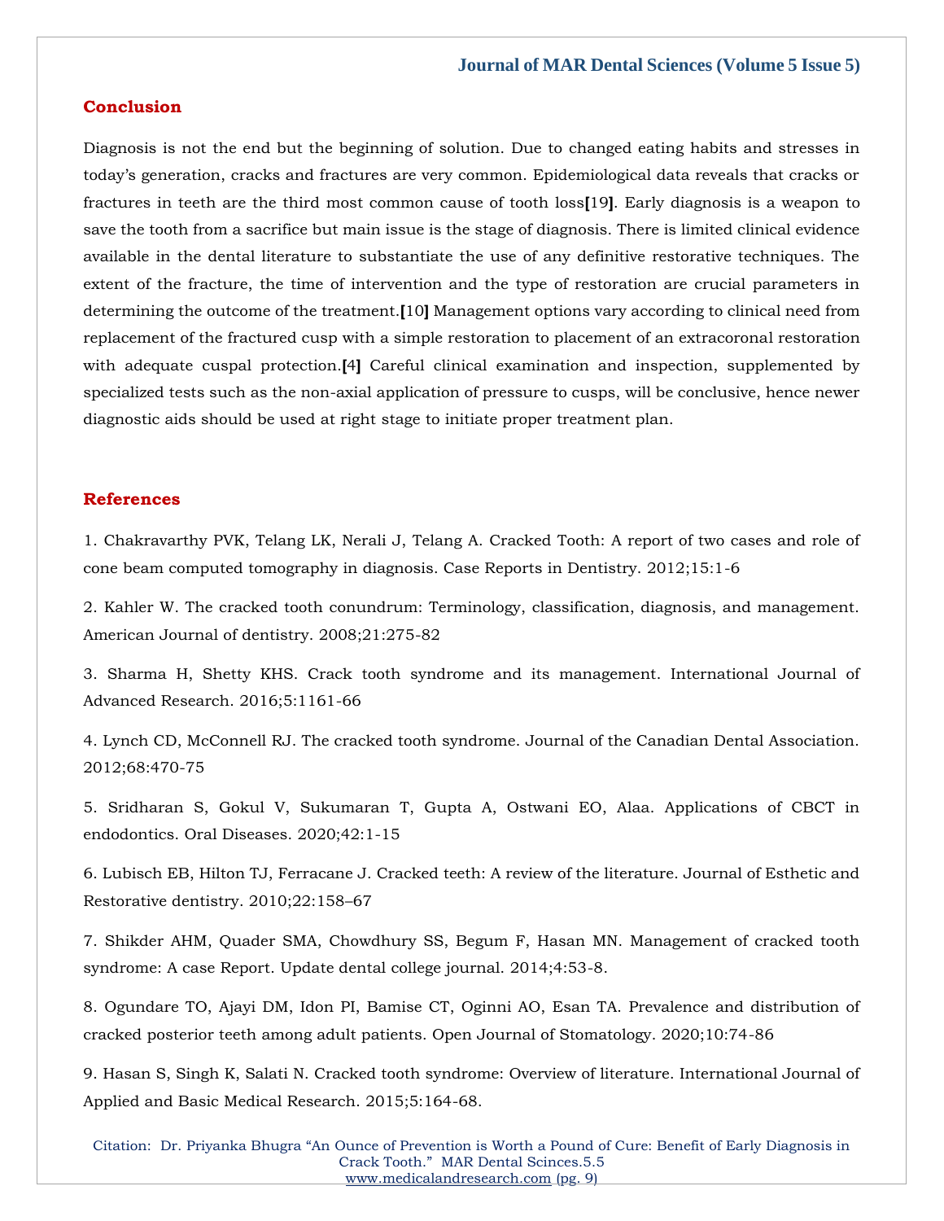## Conclusion

Diagnosis is not the end but the beginning of solution. Due to changed eating habits and stresses in today's generation, cracks and fractures are very common. Epidemiological data reveals that cracks or fractures in teeth are the third most common cause of tooth loss[19]. Early diagnosis is a weapon to save the tooth from a sacrifice but main issue is the stage of diagnosis. There is limited clinical evidence available in the dental literature to substantiate the use of any definitive restorative techniques. The extent of the fracture, the time of intervention and the type of restoration are crucial parameters in determining the outcome of the treatment.[10] Management options vary according to clinical need from replacement of the fractured cusp with a simple restoration to placement of an extracoronal restoration with adequate cuspal protection.[4] Careful clinical examination and inspection, supplemented by specialized tests such as the non-axial application of pressure to cusps, will be conclusive, hence newer diagnostic aids should be used at right stage to initiate proper treatment plan.

## References

1. Chakravarthy PVK, Telang LK, Nerali J, Telang A. Cracked Tooth: A report of two cases and role of cone beam computed tomography in diagnosis. Case Reports in Dentistry. 2012;15:1-6

2. Kahler W. The cracked tooth conundrum: Terminology, classification, diagnosis, and management. American Journal of dentistry. 2008;21:275-82

3. Sharma H, Shetty KHS. Crack tooth syndrome and its management. International Journal of Advanced Research. 2016;5:1161-66

4. Lynch CD, McConnell RJ. The cracked tooth syndrome. Journal of the Canadian Dental Association. 2012;68:470-75

5. Sridharan S, Gokul V, Sukumaran T, Gupta A, Ostwani EO, Alaa. Applications of CBCT in endodontics. Oral Diseases. 2020;42:1-15

6. Lubisch EB, Hilton TJ, Ferracane J. Cracked teeth: A review of the literature. Journal of Esthetic and Restorative dentistry. 2010;22:158–67

7. Shikder AHM, Quader SMA, Chowdhury SS, Begum F, Hasan MN. Management of cracked tooth syndrome: A case Report. Update dental college journal. 2014;4:53-8.

8. Ogundare TO, Ajayi DM, Idon PI, Bamise CT, Oginni AO, Esan TA. Prevalence and distribution of cracked posterior teeth among adult patients. Open Journal of Stomatology. 2020;10:74-86

9. Hasan S, Singh K, Salati N. Cracked tooth syndrome: Overview of literature. International Journal of Applied and Basic Medical Research. 2015;5:164-68.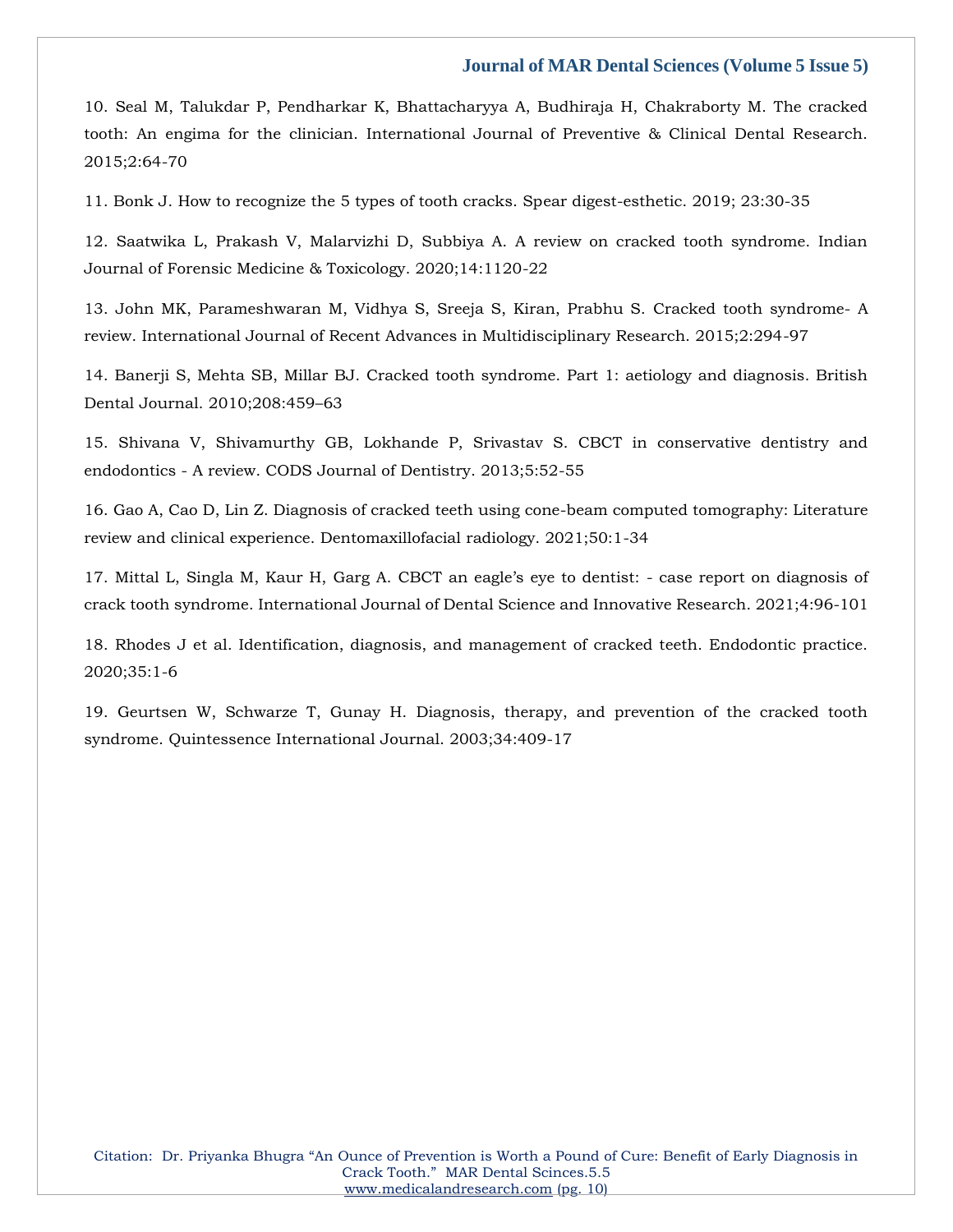10. Seal M, Talukdar P, Pendharkar K, Bhattacharyya A, Budhiraja H, Chakraborty M. The cracked tooth: An engima for the clinician. International Journal of Preventive & Clinical Dental Research. 2015;2:64-70

11. Bonk J. How to recognize the 5 types of tooth cracks. Spear digest-esthetic. 2019; 23:30-35

12. Saatwika L, Prakash V, Malarvizhi D, Subbiya A. A review on cracked tooth syndrome. Indian Journal of Forensic Medicine & Toxicology. 2020;14:1120-22

13. John MK, Parameshwaran M, Vidhya S, Sreeja S, Kiran, Prabhu S. Cracked tooth syndrome- A review. International Journal of Recent Advances in Multidisciplinary Research. 2015;2:294-97

14. Banerji S, Mehta SB, Millar BJ. Cracked tooth syndrome. Part 1: aetiology and diagnosis. British Dental Journal. 2010;208:459–63

15. Shivana V, Shivamurthy GB, Lokhande P, Srivastav S. CBCT in conservative dentistry and endodontics - A review. CODS Journal of Dentistry. 2013;5:52-55

16. Gao A, Cao D, Lin Z. Diagnosis of cracked teeth using cone-beam computed tomography: Literature review and clinical experience. Dentomaxillofacial radiology. 2021;50:1-34

17. Mittal L, Singla M, Kaur H, Garg A. CBCT an eagle's eye to dentist: - case report on diagnosis of crack tooth syndrome. International Journal of Dental Science and Innovative Research. 2021;4:96-101

18. Rhodes J et al. Identification, diagnosis, and management of cracked teeth. Endodontic practice. 2020;35:1-6

19. Geurtsen W, Schwarze T, Gunay H. Diagnosis, therapy, and prevention of the cracked tooth syndrome. Quintessence International Journal. 2003;34:409-17